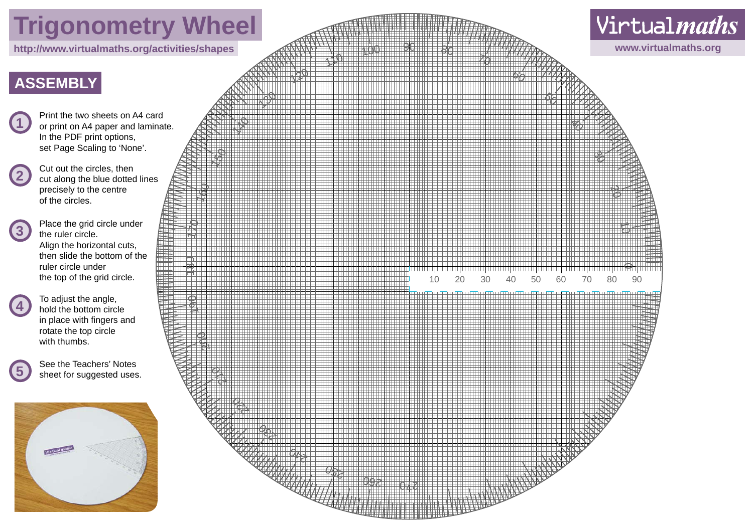# Trigonometry Wheel

http://www.virtualmaths.org/activities/shapes

Virtual*maths*

www.virtualmaths.org

## ASSEMBLY

1. Print the two sheets on A4 card or print on A4 paper and laminate. In the PDF print options, set Page Scaling to 'None'.
2. Cut out the circles, then cut along the blue dotted lines precisely to the centre of the circles.
3. Place the grid circle under the ruler circle. Align the horizontal cuts, then slide the bottom of the ruler circle under the top of the grid circle.
4. To adjust the angle, hold the bottom circle in place with fingers and rotate the top circle with thumbs.
5. See the Teachers' Notes sheet for suggested uses.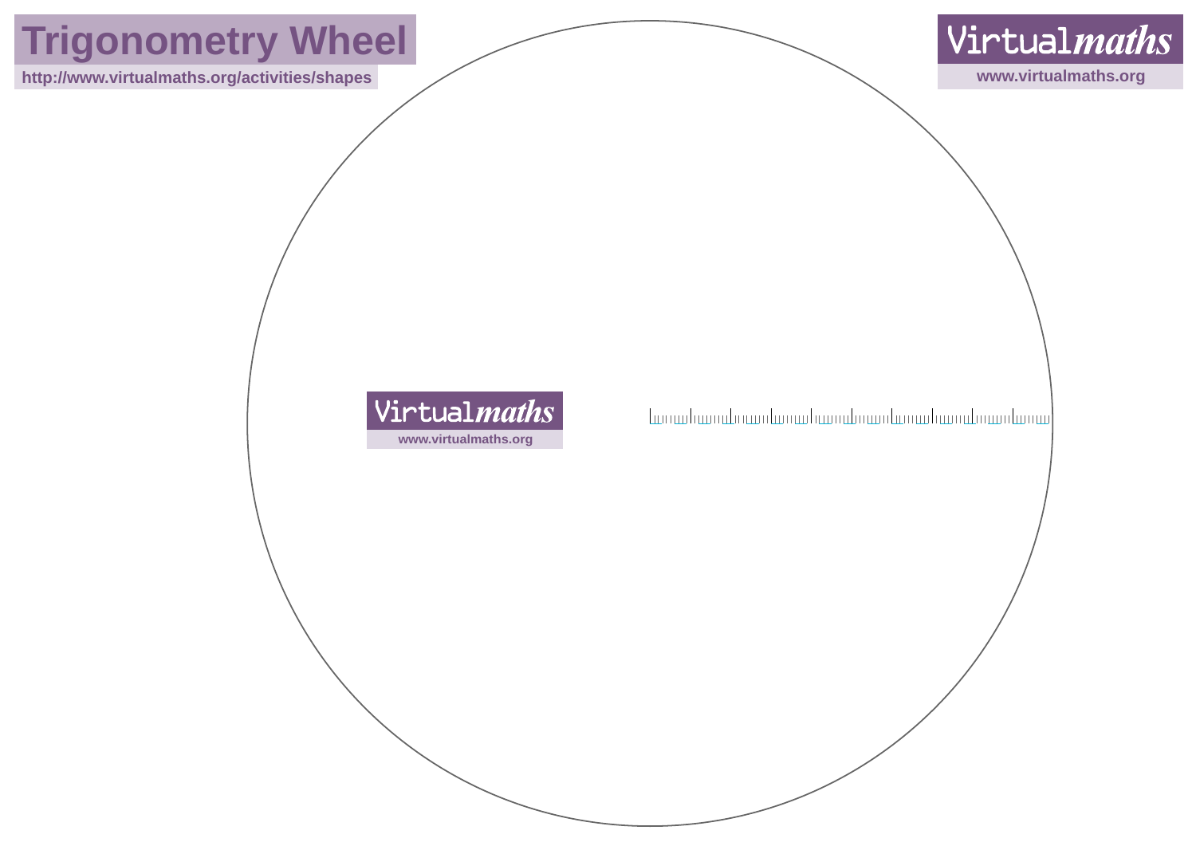# Trigonometry Wheel

http://www.virtualmaths.org/activities/shapes

Virtual*maths*

www.virtualmaths.org

Virtual*maths*

www.virtualmaths.org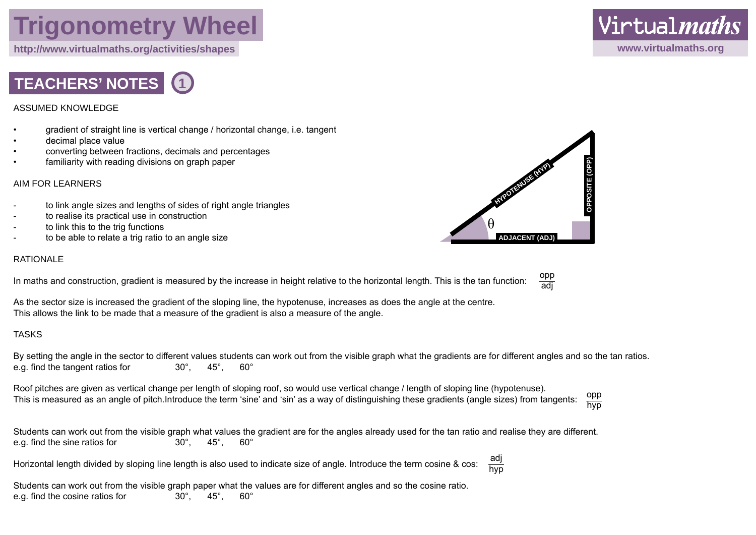# Trigonometry Wheel

http://www.virtualmaths.org/activities/shapes

## TEACHERS' NOTES 1

ASSUMED KNOWLEDGE

- gradient of straight line is vertical change / horizontal change, i.e. tangent
- decimal place value
- converting between fractions, decimals and percentages
- familiarity with reading divisions on graph paper

AIM FOR LEARNERS

- to link angle sizes and lengths of sides of right angle triangles
- to realise its practical use in construction
- to link this to the trig functions
- to be able to relate a trig ratio to an angle size

HYPOTENUSE (HYP) OPPOSITE (OPP) ADJACENT (ADJ) $\theta$

RATIONALE

In maths and construction, gradient is measured by the increase in height relative to the horizontal length. This is the tan function: $\frac{\text{opp}}{\text{adj}}$

As the sector size is increased the gradient of the sloping line, the hypotenuse, increases as does the angle at the centre.
This allows the link to be made that a measure of the gradient is also a measure of the angle.

TASKS

By setting the angle in the sector to different values students can work out from the visible graph what the gradients are for different angles and so the tan ratios.
e.g. find the tangent ratios for 30°, 45°, 60°

Roof pitches are given as vertical change per length of sloping roof, so would use vertical change / length of sloping line (hypotenuse).
This is measured as an angle of pitch.Introduce the term 'sine' and 'sin' as a way of distinguishing these gradients (angle sizes) from tangents: $\frac{\text{opp}}{\text{hyp}}$

Students can work out from the visible graph what values the gradient are for the angles already used for the tan ratio and realise they are different.
e.g. find the sine ratios for 30°, 45°, 60°

Horizontal length divided by sloping line length is also used to indicate size of angle. Introduce the term cosine & cos: $\frac{\text{adj}}{\text{hyp}}$

Students can work out from the visible graph paper what the values are for different angles and so the cosine ratio.
e.g. find the cosine ratios for 30°, 45°, 60°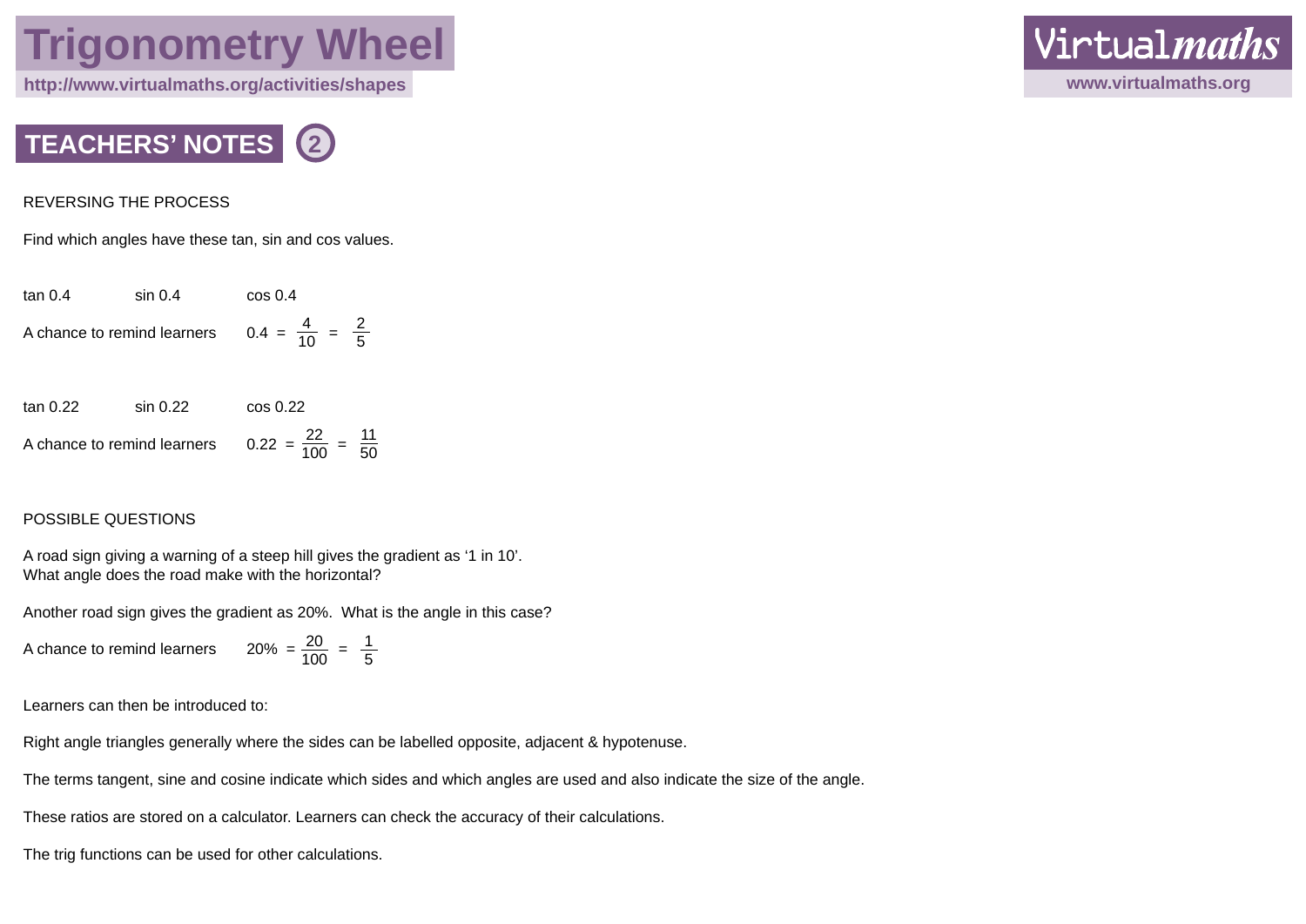# Trigonometry Wheel

**http://www.virtualmaths.org/activities/shapes**

## TEACHERS' NOTES 2

REVERSING THE PROCESS

Find which angles have these tan, sin and cos values.

tan 0.4 sin 0.4 cos 0.4

A chance to remind learners $0.4 = \frac{4}{10} = \frac{2}{5}$

tan 0.22 sin 0.22 cos 0.22

A chance to remind learners $0.22 = \frac{22}{100} = \frac{11}{50}$

POSSIBLE QUESTIONS

A road sign giving a warning of a steep hill gives the gradient as '1 in 10'.
What angle does the road make with the horizontal?

Another road sign gives the gradient as 20%. What is the angle in this case?

A chance to remind learners $20\% = \frac{20}{100} = \frac{1}{5}$

Learners can then be introduced to:

Right angle triangles generally where the sides can be labelled opposite, adjacent & hypotenuse.

The terms tangent, sine and cosine indicate which sides and which angles are used and also indicate the size of the angle.

These ratios are stored on a calculator. Learners can check the accuracy of their calculations.

The trig functions can be used for other calculations.